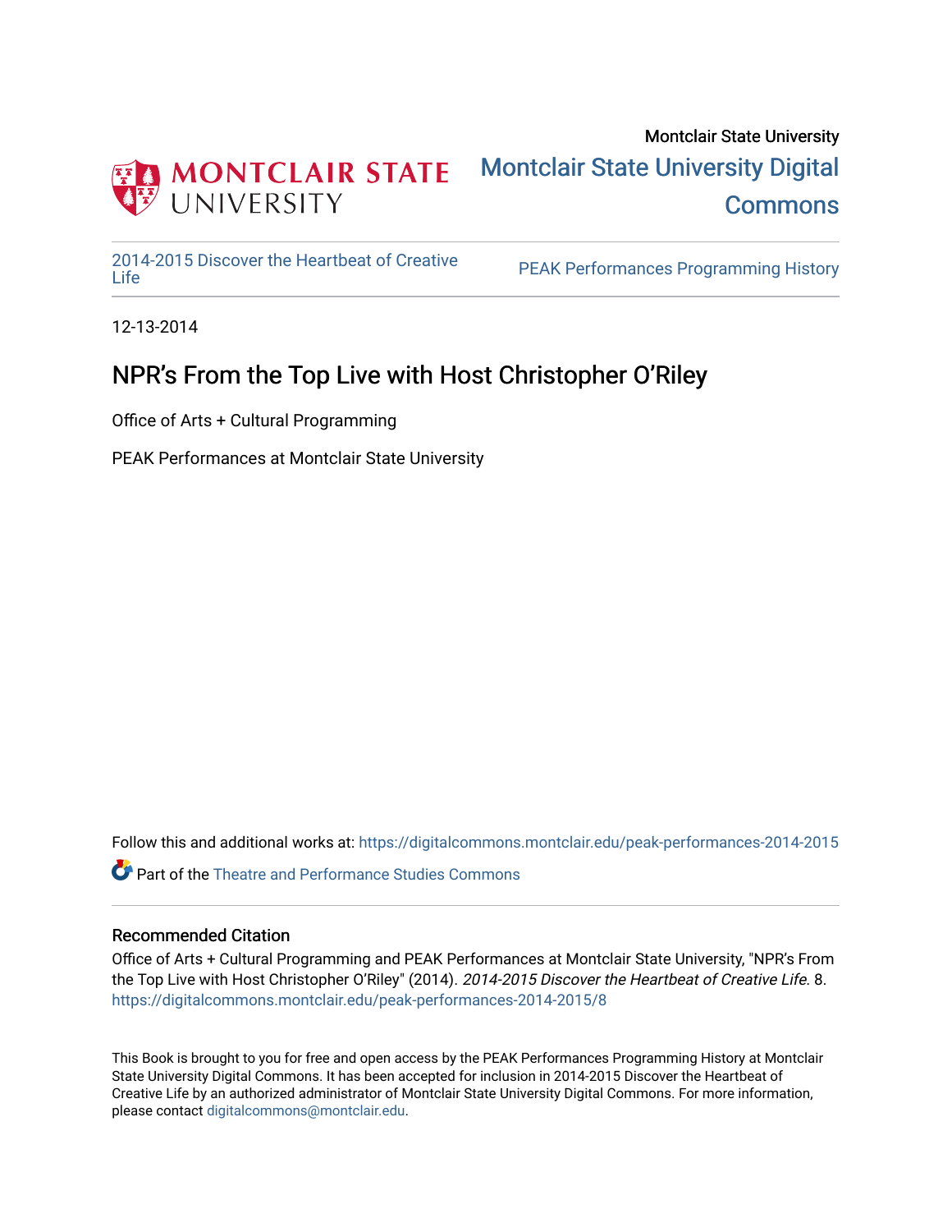Montclair State University

Montclair State University Digital Commons

2014-2015 Discover the Heartbeat of Creative Life

PEAK Performances Programming History

12-13-2014

# NPR’s From the Top Live with Host Christopher O’Riley

Office of Arts + Cultural Programming

PEAK Performances at Montclair State University

Follow this and additional works at: https://digitalcommons.montclair.edu/peak-performances-2014-2015

Part of the Theatre and Performance Studies Commons

## Recommended Citation

Office of Arts + Cultural Programming and PEAK Performances at Montclair State University, "NPR’s From the Top Live with Host Christopher O’Riley" (2014). *2014-2015 Discover the Heartbeat of Creative Life*. 8. https://digitalcommons.montclair.edu/peak-performances-2014-2015/8

This Book is brought to you for free and open access by the PEAK Performances Programming History at Montclair State University Digital Commons. It has been accepted for inclusion in 2014-2015 Discover the Heartbeat of Creative Life by an authorized administrator of Montclair State University Digital Commons. For more information, please contact digitalcommons@montclair.edu.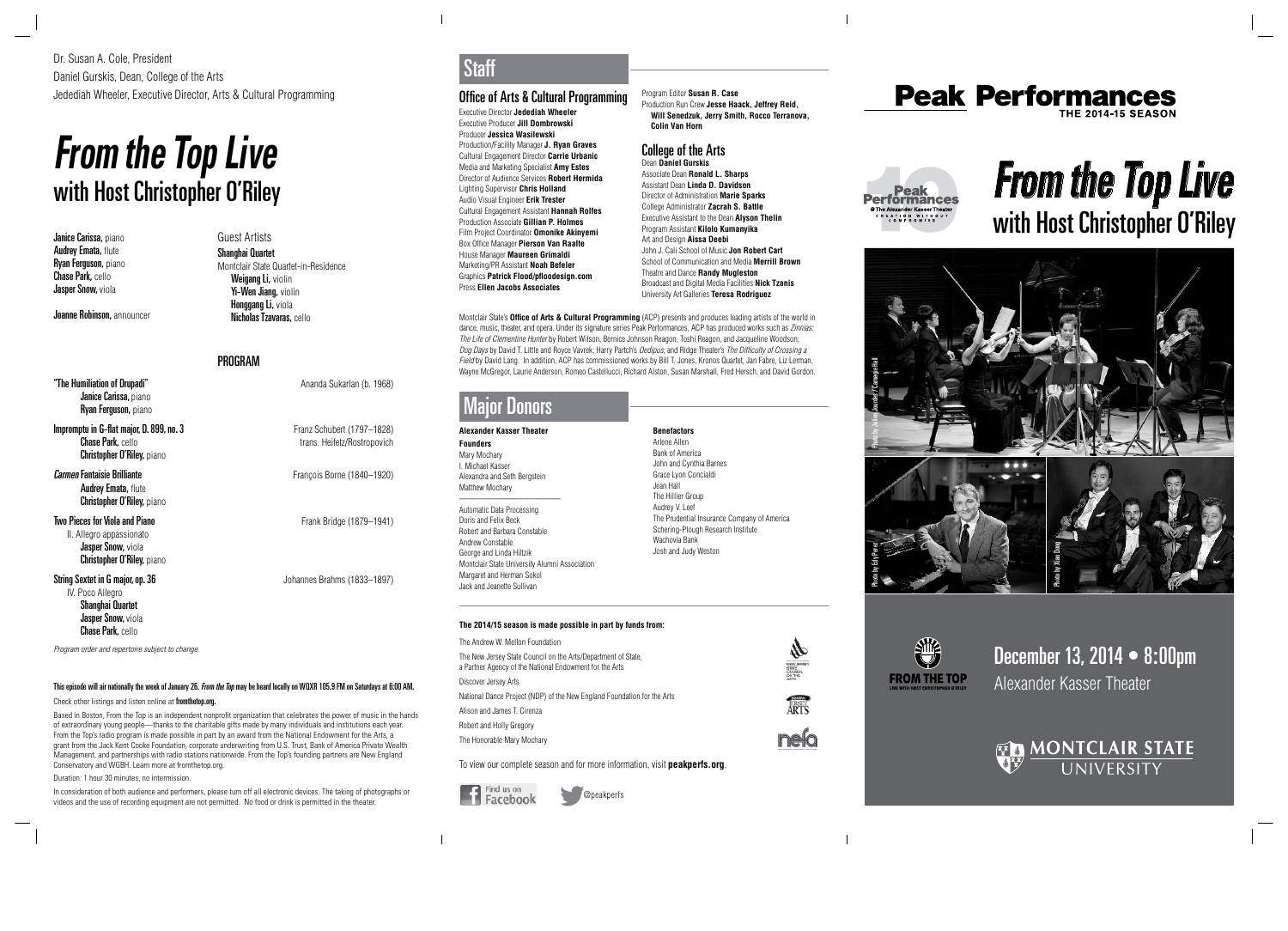Dr. Susan A. Cole, President
Daniel Gurskis, Dean, College of the Arts
Jedediah Wheeler, Executive Director, Arts & Cultural Programming

# *From the Top Live*
## with Host Christopher O'Riley

**Janice Carissa,** piano
**Audrey Emata,** flute
**Ryan Ferguson,** piano
**Chase Park,** cello
**Jasper Snow,** viola

**Joanne Robinson,** announcer

Guest Artists
**Shanghai Quartet**
Montclair State Quartet-in-Residence
**Weigang Li,** violin
**Yi-Wen Jiang,** violin
**Honggang Li,** viola
**Nicholas Tzavaras,** cello

### PROGRAM

**"The Humiliation of Drupadi"** — Ananda Sukarlan (b. 1968)
**Janice Carissa,** piano
**Ryan Ferguson,** piano

**Impromptu in G-flat major, D. 899, no. 3** — Franz Schubert (1797–1828), trans. Heifetz/Rostropovich
**Chase Park,** cello
**Christopher O'Riley,** piano

***Carmen* Fantaisie Brilliante** — François Borne (1840–1920)
**Audrey Emata,** flute
**Christopher O'Riley,** piano

**Two Pieces for Viola and Piano** — Frank Bridge (1879–1941)
II. Allegro appassionato
**Jasper Snow,** viola
**Christopher O'Riley,** piano

**String Sextet in G major, op. 36** — Johannes Brahms (1833–1897)
IV. Poco Allegro
**Shanghai Quartet**
**Jasper Snow,** viola
**Chase Park,** cello

*Program order and repertoire subject to change.*

**This episode will air nationally the week of January 26. *From the Top* may be heard locally on WQXR 105.9 FM on Saturdays at 6:00 AM.**

Check other listings and listen online at **fromthetop.org.**

Based in Boston, From the Top is an independent nonprofit organization that celebrates the power of music in the hands of extraordinary young people—thanks to the charitable gifts made by many individuals and institutions each year. From the Top's radio program is made possible in part by an award from the National Endowment for the Arts, a grant from the Jack Kent Cooke Foundation, corporate underwriting from U.S. Trust, Bank of America Private Wealth Management, and partnerships with radio stations nationwide. From the Top's founding partners are New England Conservatory and WGBH. Learn more at fromthetop.org.

Duration: 1 hour 30 minutes, no intermission.

In consideration of both audience and performers, please turn off all electronic devices. The taking of photographs or videos and the use of recording equipment are not permitted. No food or drink is permitted in the theater.

# Staff

## Office of Arts & Cultural Programming

Executive Director **Jedediah Wheeler**
Executive Producer **Jill Dombrowski**
Producer **Jessica Wasilewski**
Production/Facility Manager **J. Ryan Graves**
Cultural Engagement Director **Carrie Urbanic**
Media and Marketing Specialist **Amy Estes**
Director of Audience Services **Robert Hermida**
Lighting Supervisor **Chris Holland**
Audio Visual Engineer **Erik Trester**
Cultural Engagement Assistant **Hannah Rolfes**
Production Associate **Gillian P. Holmes**
Film Project Coordinator **Omonike Akinyemi**
Box Office Manager **Pierson Van Raalte**
House Manager **Maureen Grimaldi**
Marketing/PR Assistant **Noah Befeler**
Graphics **Patrick Flood/pfloodesign.com**
Press **Ellen Jacobs Associates**
Program Editor **Susan R. Case**
Production Run Crew **Jesse Haack, Jeffrey Reid, Will Senedzuk, Jerry Smith, Rocco Terranova, Colin Van Horn**

## College of the Arts

Dean **Daniel Gurskis**
Associate Dean **Ronald L. Sharps**
Assistant Dean **Linda D. Davidson**
Director of Administration **Marie Sparks**
College Administrator **Zacrah S. Battle**
Executive Assistant to the Dean **Alyson Thelin**
Program Assistant **Kilolo Kumanyika**
Art and Design **Aissa Deebi**
John J. Cali School of Music **Jon Robert Cart**
School of Communication and Media **Merrill Brown**
Theatre and Dance **Randy Mugleston**
Broadcast and Digital Media Facilities **Nick Tzanis**
University Art Galleries **Teresa Rodriguez**

Montclair State's **Office of Arts & Cultural Programming** (ACP) presents and produces leading artists of the world in dance, music, theater, and opera. Under its signature series Peak Performances, ACP has produced works such as *Zinnias: The Life of Clementine Hunter* by Robert Wilson, Bernice Johnson Reagon, Toshi Reagon, and Jacqueline Woodson; *Dog Days* by David T. Little and Royce Vavrek; Harry Partch's *Oedipus*; and Ridge Theater's *The Difficulty of Crossing a Field* by David Lang. In addition, ACP has commissioned works by Bill T. Jones, Kronos Quartet, Jan Fabre, Liz Lerman, Wayne McGregor, Laurie Anderson, Romeo Castellucci, Richard Alston, Susan Marshall, Fred Hersch, and David Gordon.

# Major Donors

**Alexander Kasser Theater**

**Founders**
Mary Mochary
I. Michael Kasser
Alexandra and Seth Bergstein
Matthew Mochary

Automatic Data Processing
Doris and Felix Beck
Robert and Barbara Constable
Andrew Constable
George and Linda Hiltzik
Montclair State University Alumni Association
Margaret and Herman Sokol
Jack and Jeanette Sullivan

**Benefactors**
Arlene Allen
Bank of America
John and Cynthia Barnes
Grace Lyon Concialdi
Jean Hall
The Hillier Group
Audrey V. Leef
The Prudential Insurance Company of America
Schering-Plough Research Institute
Wachovia Bank
Josh and Judy Weston

**The 2014/15 season is made possible in part by funds from:**

The Andrew W. Mellon Foundation
The New Jersey State Council on the Arts/Department of State, a Partner Agency of the National Endowment for the Arts
Discover Jersey Arts
National Dance Project (NDP) of the New England Foundation for the Arts
Alison and James T. Cirenza
Robert and Holly Gregory
The Honorable Mary Mochary

To view our complete season and for more information, visit **peakperfs.org**.

Find us on Facebook · @peakperfs

# Peak Performances
THE 2014-15 SEASON

Peak Performances @ The Alexander Kasser Theater — CREATION WITHOUT COMPROMISE

# *From the Top Live*
## with Host Christopher O'Riley

Photo by Jarrod Jourden / Carnegie Hall

Photo by Edy Perez

Photo by Xiao Dong

FROM THE TOP — LIVE WITH HOST CHRISTOPHER O'RILEY

## December 13, 2014 • 8:00pm
Alexander Kasser Theater

MONTCLAIR STATE UNIVERSITY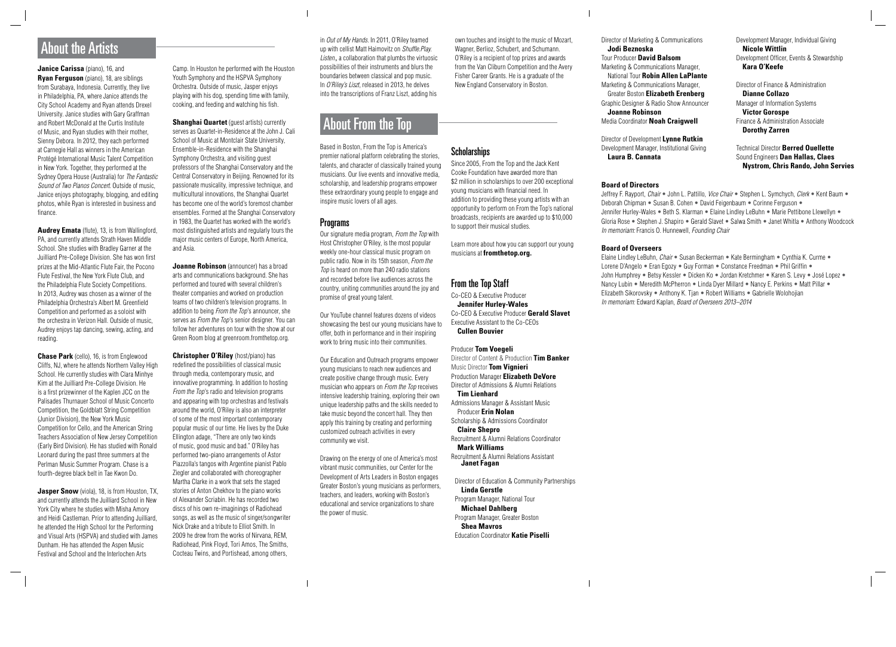## About the Artists

**Janice Carissa** (piano), 16, and **Ryan Ferguson** (piano), 18, are siblings from Surabaya, Indonesia. Currently, they live in Philadelphia, PA, where Janice attends the City School Academy and Ryan attends Drexel University. Janice studies with Gary Graffman and Robert McDonald at the Curtis Institute of Music, and Ryan studies with their mother, Sienny Debora. In 2012, they each performed at Carnegie Hall as winners in the American Protégé International Music Talent Competition in New York. Together, they performed at the Sydney Opera House (Australia) for *The Fantastic Sound of Two Pianos Concert*. Outside of music, Janice enjoys photography, blogging, and editing photos, while Ryan is interested in business and finance.

**Audrey Emata** (flute), 13, is from Wallingford, PA, and currently attends Strath Haven Middle School. She studies with Bradley Garner at the Juilliard Pre-College Division. She has won first prizes at the Mid-Atlantic Flute Fair, the Pocono Flute Festival, the New York Flute Club, and the Philadelphia Flute Society Competitions. In 2013, Audrey was chosen as a winner of the Philadelphia Orchestra's Albert M. Greenfield Competition and performed as a soloist with the orchestra in Verizon Hall. Outside of music, Audrey enjoys tap dancing, sewing, acting, and reading.

**Chase Park** (cello), 16, is from Englewood Cliffs, NJ, where he attends Northern Valley High School. He currently studies with Clara Minhye Kim at the Juilliard Pre-College Division. He is a first prizewinner of the Kaplen JCC on the Palisades Thurnauer School of Music Concerto Competition, the Goldblatt String Competition (Junior Division), the New York Music Competition for Cello, and the American String Teachers Association of New Jersey Competition (Early Bird Division). He has studied with Ronald Leonard during the past three summers at the Perlman Music Summer Program. Chase is a fourth-degree black belt in Tae Kwon Do.

**Jasper Snow** (viola), 18, is from Houston, TX, and currently attends the Juilliard School in New York City where he studies with Misha Amory and Heidi Castleman. Prior to attending Juilliard, he attended the High School for the Performing and Visual Arts (HSPVA) and studied with James Dunham. He has attended the Aspen Music Festival and School and the Interlochen Arts Camp. In Houston he performed with the Houston Youth Symphony and the HSPVA Symphony Orchestra. Outside of music, Jasper enjoys playing with his dog, spending time with family, cooking, and feeding and watching his fish.

**Shanghai Quartet** (guest artists) currently serves as Quartet-in-Residence at the John J. Cali School of Music at Montclair State University, Ensemble-in-Residence with the Shanghai Symphony Orchestra, and visiting guest professors of the Shanghai Conservatory and the Central Conservatory in Beijing. Renowned for its passionate musicality, impressive technique, and multicultural innovations, the Shanghai Quartet has become one of the world's foremost chamber ensembles. Formed at the Shanghai Conservatory in 1983, the Quartet has worked with the world's most distinguished artists and regularly tours the major music centers of Europe, North America, and Asia.

**Joanne Robinson** (announcer) has a broad arts and communications background. She has performed and toured with several children's theater companies and worked on production teams of two children's television programs. In addition to being *From the Top*'s announcer, she serves as *From the Top*'s senior designer. You can follow her adventures on tour with the show at our Green Room blog at greenroom.fromthetop.org.

**Christopher O'Riley** (host/piano) has redefined the possibilities of classical music through media, contemporary music, and innovative programming. In addition to hosting *From the Top*'s radio and television programs and appearing with top orchestras and festivals around the world, O'Riley is also an interpreter of some of the most important contemporary popular music of our time. He lives by the Duke Ellington adage, "There are only two kinds of music, good music and bad." O'Riley has performed two-piano arrangements of Astor Piazzolla's tangos with Argentine pianist Pablo Ziegler and collaborated with choreographer Martha Clarke in a work that sets the staged stories of Anton Chekhov to the piano works of Alexander Scriabin. He has recorded two discs of his own re-imaginings of Radiohead songs, as well as the music of singer/songwriter Nick Drake and a tribute to Elliot Smith. In 2009 he drew from the works of Nirvana, REM, Radiohead, Pink Floyd, Tori Amos, The Smiths, Cocteau Twins, and Portishead, among others, in *Out of My Hands*. In 2011, O'Riley teamed up with cellist Matt Haimovitz on *Shuffle.Play. Listen.*, a collaboration that plumbs the virtuosic possibilities of their instruments and blurs the boundaries between classical and pop music. In *O'Riley's Liszt*, released in 2013, he delves into the transcriptions of Franz Liszt, adding his own touches and insight to the music of Mozart, Wagner, Berlioz, Schubert, and Schumann. O'Riley is a recipient of top prizes and awards from the Van Cliburn Competition and the Avery Fisher Career Grants. He is a graduate of the New England Conservatory in Boston.

## About From the Top

Based in Boston, From the Top is America's premier national platform celebrating the stories, talents, and character of classically trained young musicians. Our live events and innovative media, scholarship, and leadership programs empower these extraordinary young people to engage and inspire music lovers of all ages.

### Programs

Our signature media program, *From the Top* with Host Christopher O'Riley, is the most popular weekly one-hour classical music program on public radio. Now in its 15th season, *From the Top* is heard on more than 240 radio stations and recorded before live audiences across the country, uniting communities around the joy and promise of great young talent.

Our YouTube channel features dozens of videos showcasing the best our young musicians have to offer, both in performance and in their inspiring work to bring music into their communities.

Our Education and Outreach programs empower young musicians to reach new audiences and create positive change through music. Every musician who appears on *From the Top* receives intensive leadership training, exploring their own unique leadership paths and the skills needed to take music beyond the concert hall. They then apply this training by creating and performing customized outreach activities in every community we visit.

Drawing on the energy of one of America's most vibrant music communities, our Center for the Development of Arts Leaders in Boston engages Greater Boston's young musicians as performers, teachers, and leaders, working with Boston's educational and service organizations to share the power of music.

### Scholarships

Since 2005, From the Top and the Jack Kent Cooke Foundation have awarded more than $2 million in scholarships to over 200 exceptional young musicians with financial need. In addition to providing these young artists with an opportunity to perform on From the Top's national broadcasts, recipients are awarded up to $10,000 to support their musical studies.

Learn more about how you can support our young musicians at **fromthetop.org.**

### From the Top Staff

Co-CEO & Executive Producer **Jennifer Hurley-Wales**
Co-CEO & Executive Producer **Gerald Slavet**
Executive Assistant to the Co-CEOs **Cullen Bouvier**

Producer **Tom Voegeli**
Director of Content & Production **Tim Banker**
Music Director **Tom Vignieri**
Production Manager **Elizabeth DeVore**
Director of Admissions & Alumni Relations **Tim Lienhard**
Admissions Manager & Assistant Music Producer **Erin Nolan**
Scholarship & Admissions Coordinator **Claire Shepro**
Recruitment & Alumni Relations Coordinator **Mark Williams**
Recruitment & Alumni Relations Assistant **Janet Fagan**

Director of Education & Community Partnerships **Linda Gerstle**
Program Manager, National Tour **Michael Dahlberg**
Program Manager, Greater Boston **Shea Mavros**
Education Coordinator **Katie Piselli**

Director of Marketing & Communications **Jodi Beznoska**
Tour Producer **David Balsom**
Marketing & Communications Manager, National Tour **Robin Allen LaPlante**
Marketing & Communications Manager, Greater Boston **Elizabeth Erenberg**
Graphic Designer & Radio Show Announcer **Joanne Robinson**
Media Coordinator **Noah Craigwell**

Director of Development **Lynne Rutkin**
Development Manager, Institutional Giving **Laura B. Cannata**
Development Manager, Individual Giving **Nicole Wittlin**
Development Officer, Events & Stewardship **Kara O'Keefe**

Director of Finance & Administration **Dianne Collazo**
Manager of Information Systems **Victor Gorospe**
Finance & Administration Associate **Dorothy Zarren**

Technical Director **Berred Ouellette**
Sound Engineers **Dan Hallas, Claes Nystrom, Chris Rando, John Servies**

### Board of Directors

Jeffrey F. Rayport, *Chair* • John L. Pattillo, *Vice Chair* • Stephen L. Symchych, *Clerk* • Kent Baum • Deborah Chipman • Susan B. Cohen • David Feigenbaum • Corinne Ferguson • Jennifer Hurley-Wales • Beth S. Klarman • Elaine Lindley LeBuhn • Marie Pettibone Llewellyn • Gloria Rose • Stephen J. Shapiro • Gerald Slavet • Salwa Smith • Janet Whitla • Anthony Woodcock
*In memoriam:* Francis O. Hunnewell, *Founding Chair*

### Board of Overseers

Elaine Lindley LeBuhn, *Chair* • Susan Beckerman • Kate Bermingham • Cynthia K. Curme • Lorene D'Angelo • Eran Egozy • Guy Forman • Constance Freedman • Phil Griffin • John Humphrey • Betsy Kessler • Dicken Ko • Jordan Kretchmer • Karen S. Levy • José Lopez • Nancy Lubin • Meredith McPherron • Linda Dyer Millard • Nancy E. Perkins • Matt Pillar • Elizabeth Sikorovsky • Anthony K. Tjan • Robert Williams • Gabrielle Wolohojian
*In memoriam:* Edward Kaplan, *Board of Overseers 2013–2014*